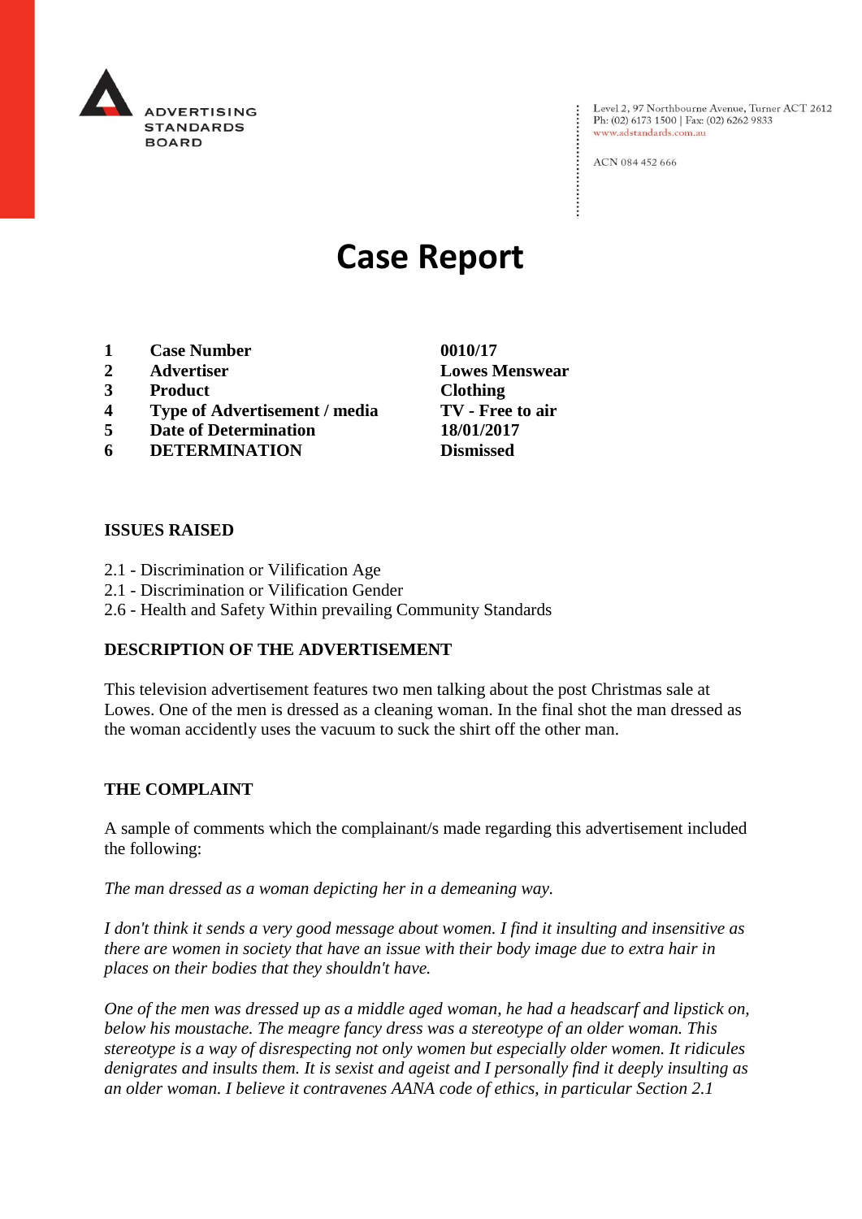ADVERTISING STANDARDS BOARD

Level 2, 97 Northbourne Avenue, Turner ACT 2612
Ph: (02) 6173 1500 | Fax: (02) 6262 9833
www.adstandards.com.au

ACN 084 452 666

# Case Report

| | | |
|---|---|---|
| **1** | **Case Number** | **0010/17** |
| **2** | **Advertiser** | **Lowes Menswear** |
| **3** | **Product** | **Clothing** |
| **4** | **Type of Advertisement / media** | **TV - Free to air** |
| **5** | **Date of Determination** | **18/01/2017** |
| **6** | **DETERMINATION** | **Dismissed** |

**ISSUES RAISED**

2.1 - Discrimination or Vilification Age
2.1 - Discrimination or Vilification Gender
2.6 - Health and Safety Within prevailing Community Standards

**DESCRIPTION OF THE ADVERTISEMENT**

This television advertisement features two men talking about the post Christmas sale at Lowes. One of the men is dressed as a cleaning woman. In the final shot the man dressed as the woman accidently uses the vacuum to suck the shirt off the other man.

**THE COMPLAINT**

A sample of comments which the complainant/s made regarding this advertisement included the following:

*The man dressed as a woman depicting her in a demeaning way.*

*I don't think it sends a very good message about women. I find it insulting and insensitive as there are women in society that have an issue with their body image due to extra hair in places on their bodies that they shouldn't have.*

*One of the men was dressed up as a middle aged woman, he had a headscarf and lipstick on, below his moustache. The meagre fancy dress was a stereotype of an older woman. This stereotype is a way of disrespecting not only women but especially older women. It ridicules denigrates and insults them. It is sexist and ageist and I personally find it deeply insulting as an older woman. I believe it contravenes AANA code of ethics, in particular Section 2.1*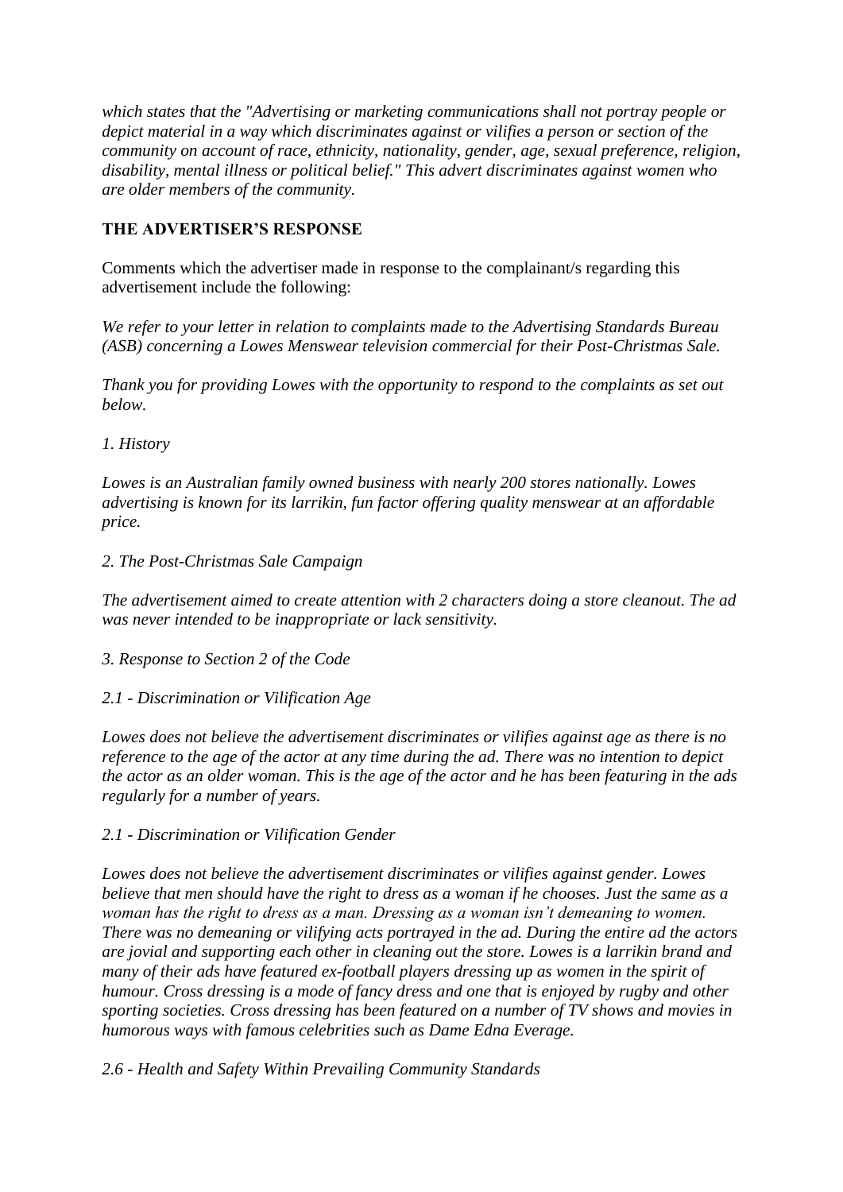*which states that the "Advertising or marketing communications shall not portray people or depict material in a way which discriminates against or vilifies a person or section of the community on account of race, ethnicity, nationality, gender, age, sexual preference, religion, disability, mental illness or political belief." This advert discriminates against women who are older members of the community.*

**THE ADVERTISER'S RESPONSE**

Comments which the advertiser made in response to the complainant/s regarding this advertisement include the following:

*We refer to your letter in relation to complaints made to the Advertising Standards Bureau (ASB) concerning a Lowes Menswear television commercial for their Post-Christmas Sale.*

*Thank you for providing Lowes with the opportunity to respond to the complaints as set out below.*

*1. History*

*Lowes is an Australian family owned business with nearly 200 stores nationally. Lowes advertising is known for its larrikin, fun factor offering quality menswear at an affordable price.*

*2. The Post-Christmas Sale Campaign*

*The advertisement aimed to create attention with 2 characters doing a store cleanout. The ad was never intended to be inappropriate or lack sensitivity.*

*3. Response to Section 2 of the Code*

*2.1 - Discrimination or Vilification Age*

*Lowes does not believe the advertisement discriminates or vilifies against age as there is no reference to the age of the actor at any time during the ad. There was no intention to depict the actor as an older woman. This is the age of the actor and he has been featuring in the ads regularly for a number of years.*

*2.1 - Discrimination or Vilification Gender*

*Lowes does not believe the advertisement discriminates or vilifies against gender. Lowes believe that men should have the right to dress as a woman if he chooses. Just the same as a woman has the right to dress as a man. Dressing as a woman isn't demeaning to women. There was no demeaning or vilifying acts portrayed in the ad. During the entire ad the actors are jovial and supporting each other in cleaning out the store. Lowes is a larrikin brand and many of their ads have featured ex-football players dressing up as women in the spirit of humour. Cross dressing is a mode of fancy dress and one that is enjoyed by rugby and other sporting societies. Cross dressing has been featured on a number of TV shows and movies in humorous ways with famous celebrities such as Dame Edna Everage.*

*2.6 - Health and Safety Within Prevailing Community Standards*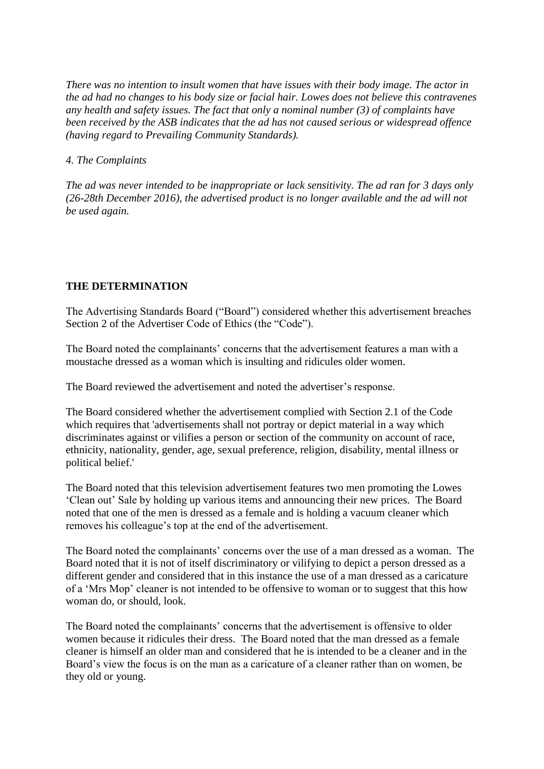*There was no intention to insult women that have issues with their body image. The actor in the ad had no changes to his body size or facial hair. Lowes does not believe this contravenes any health and safety issues. The fact that only a nominal number (3) of complaints have been received by the ASB indicates that the ad has not caused serious or widespread offence (having regard to Prevailing Community Standards).*

*4. The Complaints*

*The ad was never intended to be inappropriate or lack sensitivity. The ad ran for 3 days only (26-28th December 2016), the advertised product is no longer available and the ad will not be used again.*

**THE DETERMINATION**

The Advertising Standards Board ("Board") considered whether this advertisement breaches Section 2 of the Advertiser Code of Ethics (the "Code").

The Board noted the complainants' concerns that the advertisement features a man with a moustache dressed as a woman which is insulting and ridicules older women.

The Board reviewed the advertisement and noted the advertiser's response.

The Board considered whether the advertisement complied with Section 2.1 of the Code which requires that 'advertisements shall not portray or depict material in a way which discriminates against or vilifies a person or section of the community on account of race, ethnicity, nationality, gender, age, sexual preference, religion, disability, mental illness or political belief.'

The Board noted that this television advertisement features two men promoting the Lowes 'Clean out' Sale by holding up various items and announcing their new prices. The Board noted that one of the men is dressed as a female and is holding a vacuum cleaner which removes his colleague's top at the end of the advertisement.

The Board noted the complainants' concerns over the use of a man dressed as a woman. The Board noted that it is not of itself discriminatory or vilifying to depict a person dressed as a different gender and considered that in this instance the use of a man dressed as a caricature of a 'Mrs Mop' cleaner is not intended to be offensive to woman or to suggest that this how woman do, or should, look.

The Board noted the complainants' concerns that the advertisement is offensive to older women because it ridicules their dress. The Board noted that the man dressed as a female cleaner is himself an older man and considered that he is intended to be a cleaner and in the Board's view the focus is on the man as a caricature of a cleaner rather than on women, be they old or young.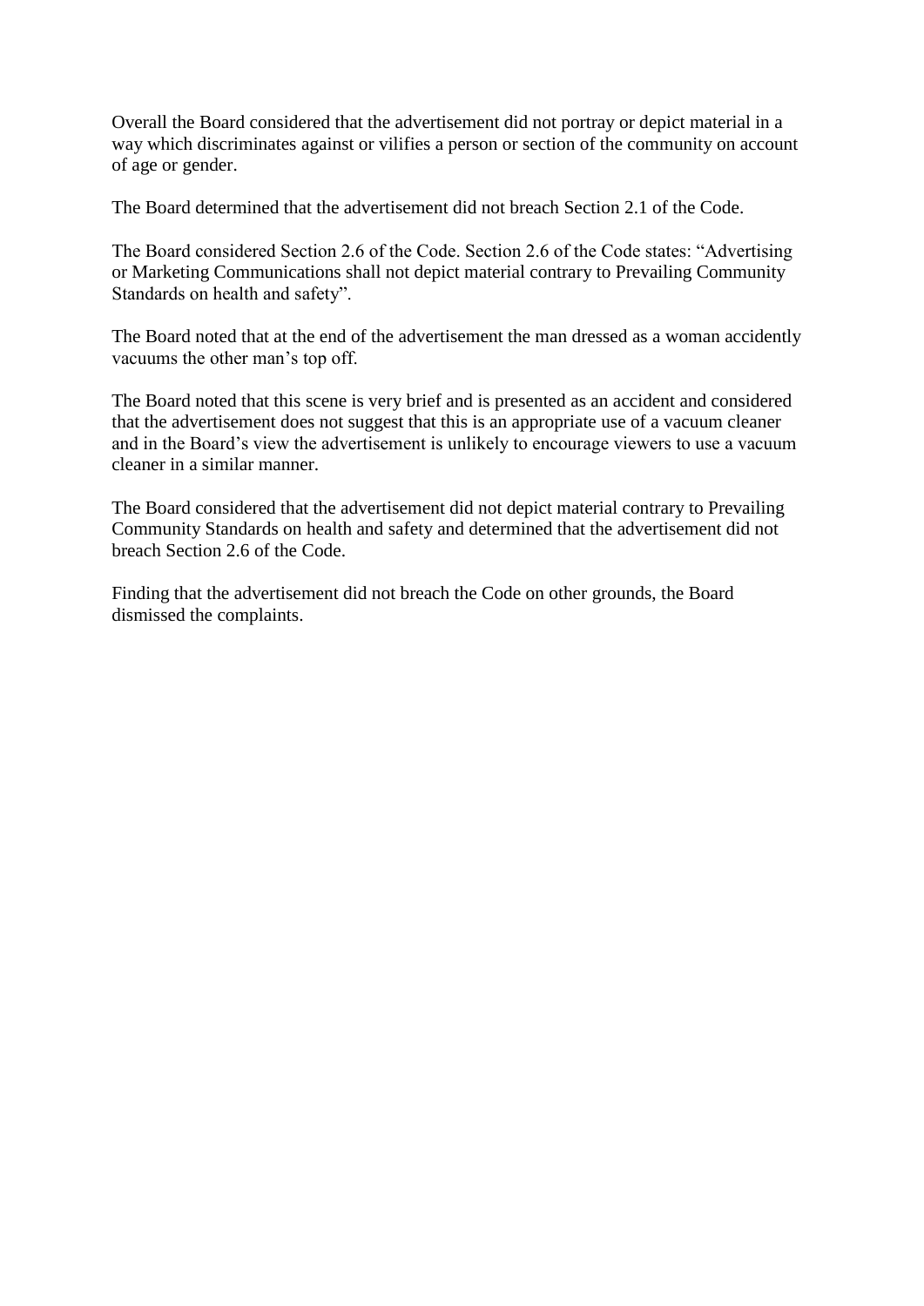Overall the Board considered that the advertisement did not portray or depict material in a way which discriminates against or vilifies a person or section of the community on account of age or gender.

The Board determined that the advertisement did not breach Section 2.1 of the Code.

The Board considered Section 2.6 of the Code. Section 2.6 of the Code states: "Advertising or Marketing Communications shall not depict material contrary to Prevailing Community Standards on health and safety".

The Board noted that at the end of the advertisement the man dressed as a woman accidently vacuums the other man's top off.

The Board noted that this scene is very brief and is presented as an accident and considered that the advertisement does not suggest that this is an appropriate use of a vacuum cleaner and in the Board's view the advertisement is unlikely to encourage viewers to use a vacuum cleaner in a similar manner.

The Board considered that the advertisement did not depict material contrary to Prevailing Community Standards on health and safety and determined that the advertisement did not breach Section 2.6 of the Code.

Finding that the advertisement did not breach the Code on other grounds, the Board dismissed the complaints.